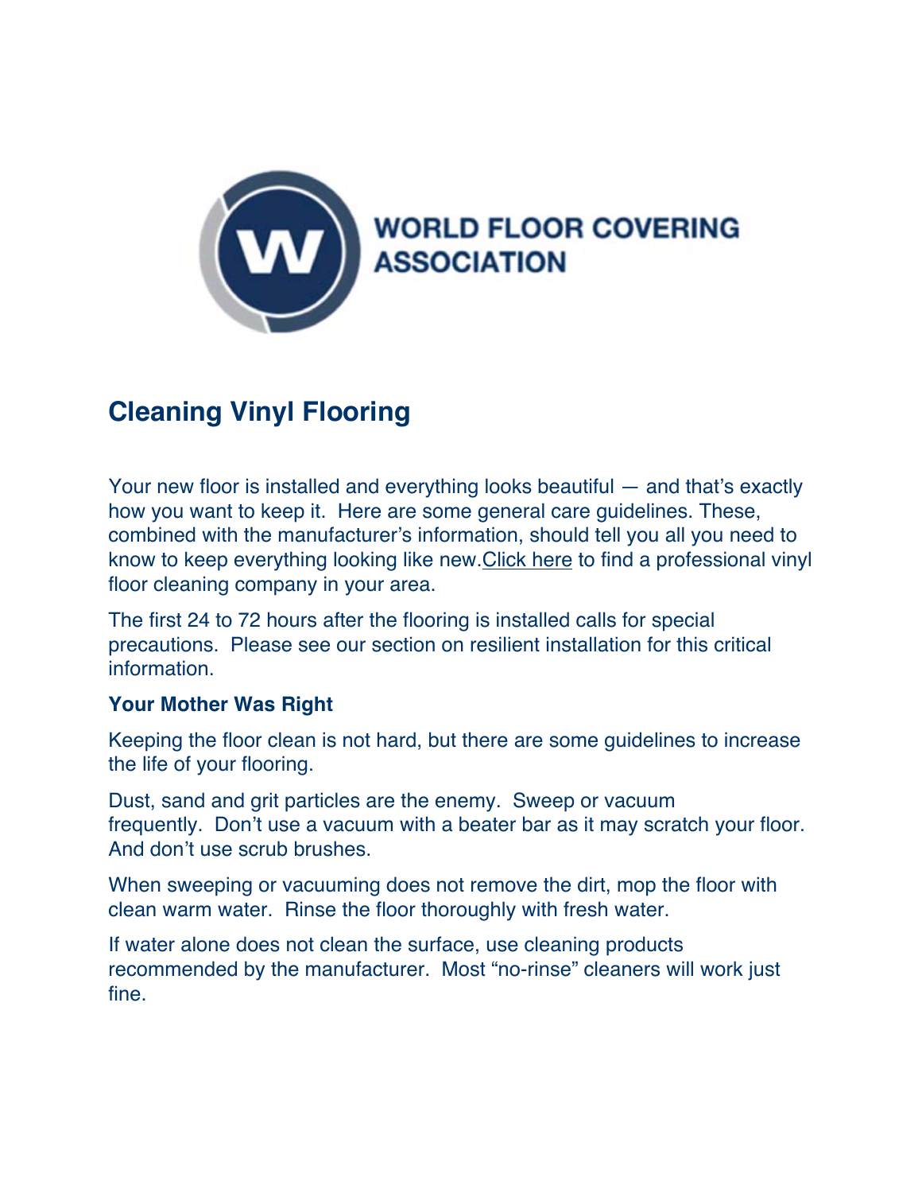WORLD FLOOR COVERING ASSOCIATION

# Cleaning Vinyl Flooring

Your new floor is installed and everything looks beautiful — and that's exactly how you want to keep it. Here are some general care guidelines. These, combined with the manufacturer's information, should tell you all you need to know to keep everything looking like new.Click here to find a professional vinyl floor cleaning company in your area.

The first 24 to 72 hours after the flooring is installed calls for special precautions. Please see our section on resilient installation for this critical information.

### Your Mother Was Right

Keeping the floor clean is not hard, but there are some guidelines to increase the life of your flooring.

Dust, sand and grit particles are the enemy. Sweep or vacuum frequently. Don't use a vacuum with a beater bar as it may scratch your floor. And don't use scrub brushes.

When sweeping or vacuuming does not remove the dirt, mop the floor with clean warm water. Rinse the floor thoroughly with fresh water.

If water alone does not clean the surface, use cleaning products recommended by the manufacturer. Most "no-rinse" cleaners will work just fine.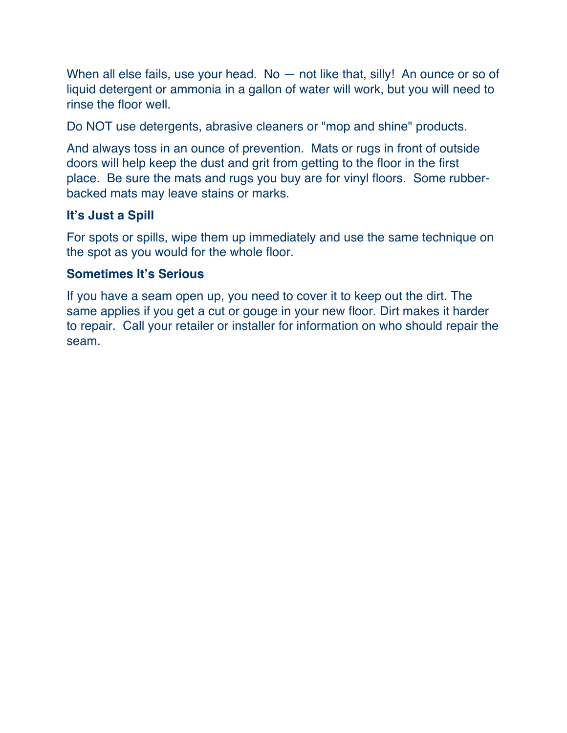When all else fails, use your head. No — not like that, silly! An ounce or so of liquid detergent or ammonia in a gallon of water will work, but you will need to rinse the floor well.

Do NOT use detergents, abrasive cleaners or "mop and shine" products.

And always toss in an ounce of prevention. Mats or rugs in front of outside doors will help keep the dust and grit from getting to the floor in the first place. Be sure the mats and rugs you buy are for vinyl floors. Some rubber-backed mats may leave stains or marks.

### It's Just a Spill

For spots or spills, wipe them up immediately and use the same technique on the spot as you would for the whole floor.

### Sometimes It's Serious

If you have a seam open up, you need to cover it to keep out the dirt. The same applies if you get a cut or gouge in your new floor. Dirt makes it harder to repair. Call your retailer or installer for information on who should repair the seam.